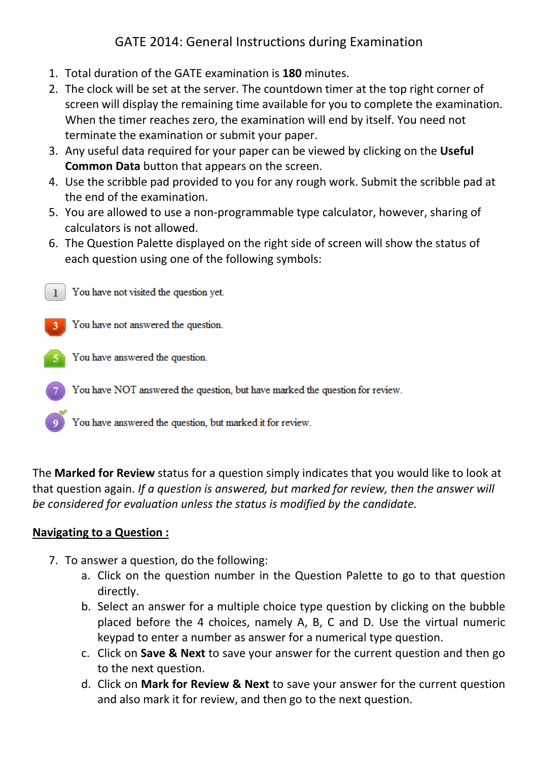# GATE 2014: General Instructions during Examination

1. Total duration of the GATE examination is **180** minutes.
2. The clock will be set at the server. The countdown timer at the top right corner of screen will display the remaining time available for you to complete the examination. When the timer reaches zero, the examination will end by itself. You need not terminate the examination or submit your paper.
3. Any useful data required for your paper can be viewed by clicking on the **Useful Common Data** button that appears on the screen.
4. Use the scribble pad provided to you for any rough work. Submit the scribble pad at the end of the examination.
5. You are allowed to use a non-programmable type calculator, however, sharing of calculators is not allowed.
6. The Question Palette displayed on the right side of screen will show the status of each question using one of the following symbols:

- 1 — You have not visited the question yet.
- 3 — You have not answered the question.
- 5 — You have answered the question.
- 7 — You have NOT answered the question, but have marked the question for review.
- 9 — You have answered the question, but marked it for review.

The **Marked for Review** status for a question simply indicates that you would like to look at that question again. *If a question is answered, but marked for review, then the answer will be considered for evaluation unless the status is modified by the candidate.*

## Navigating to a Question :

7. To answer a question, do the following:
   a. Click on the question number in the Question Palette to go to that question directly.
   b. Select an answer for a multiple choice type question by clicking on the bubble placed before the 4 choices, namely A, B, C and D. Use the virtual numeric keypad to enter a number as answer for a numerical type question.
   c. Click on **Save & Next** to save your answer for the current question and then go to the next question.
   d. Click on **Mark for Review & Next** to save your answer for the current question and also mark it for review, and then go to the next question.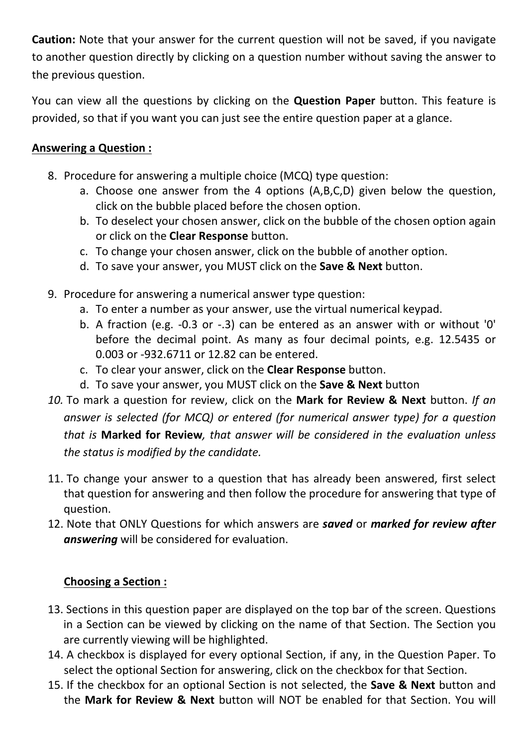**Caution:** Note that your answer for the current question will not be saved, if you navigate to another question directly by clicking on a question number without saving the answer to the previous question.

You can view all the questions by clicking on the **Question Paper** button. This feature is provided, so that if you want you can just see the entire question paper at a glance.

**Answering a Question :**

8. Procedure for answering a multiple choice (MCQ) type question:
    a. Choose one answer from the 4 options (A,B,C,D) given below the question, click on the bubble placed before the chosen option.
    b. To deselect your chosen answer, click on the bubble of the chosen option again or click on the **Clear Response** button.
    c. To change your chosen answer, click on the bubble of another option.
    d. To save your answer, you MUST click on the **Save & Next** button.

9. Procedure for answering a numerical answer type question:
    a. To enter a number as your answer, use the virtual numerical keypad.
    b. A fraction (e.g. -0.3 or -.3) can be entered as an answer with or without '0' before the decimal point. As many as four decimal points, e.g. 12.5435 or 0.003 or -932.6711 or 12.82 can be entered.
    c. To clear your answer, click on the **Clear Response** button.
    d. To save your answer, you MUST click on the **Save & Next** button

10. To mark a question for review, click on the **Mark for Review & Next** button. *If an answer is selected (for MCQ) or entered (for numerical answer type) for a question that is* **Marked for Review***, that answer will be considered in the evaluation unless the status is modified by the candidate.*

11. To change your answer to a question that has already been answered, first select that question for answering and then follow the procedure for answering that type of question.

12. Note that ONLY Questions for which answers are ***saved*** or ***marked for review after answering*** will be considered for evaluation.

**Choosing a Section :**

13. Sections in this question paper are displayed on the top bar of the screen. Questions in a Section can be viewed by clicking on the name of that Section. The Section you are currently viewing will be highlighted.

14. A checkbox is displayed for every optional Section, if any, in the Question Paper. To select the optional Section for answering, click on the checkbox for that Section.

15. If the checkbox for an optional Section is not selected, the **Save & Next** button and the **Mark for Review & Next** button will NOT be enabled for that Section. You will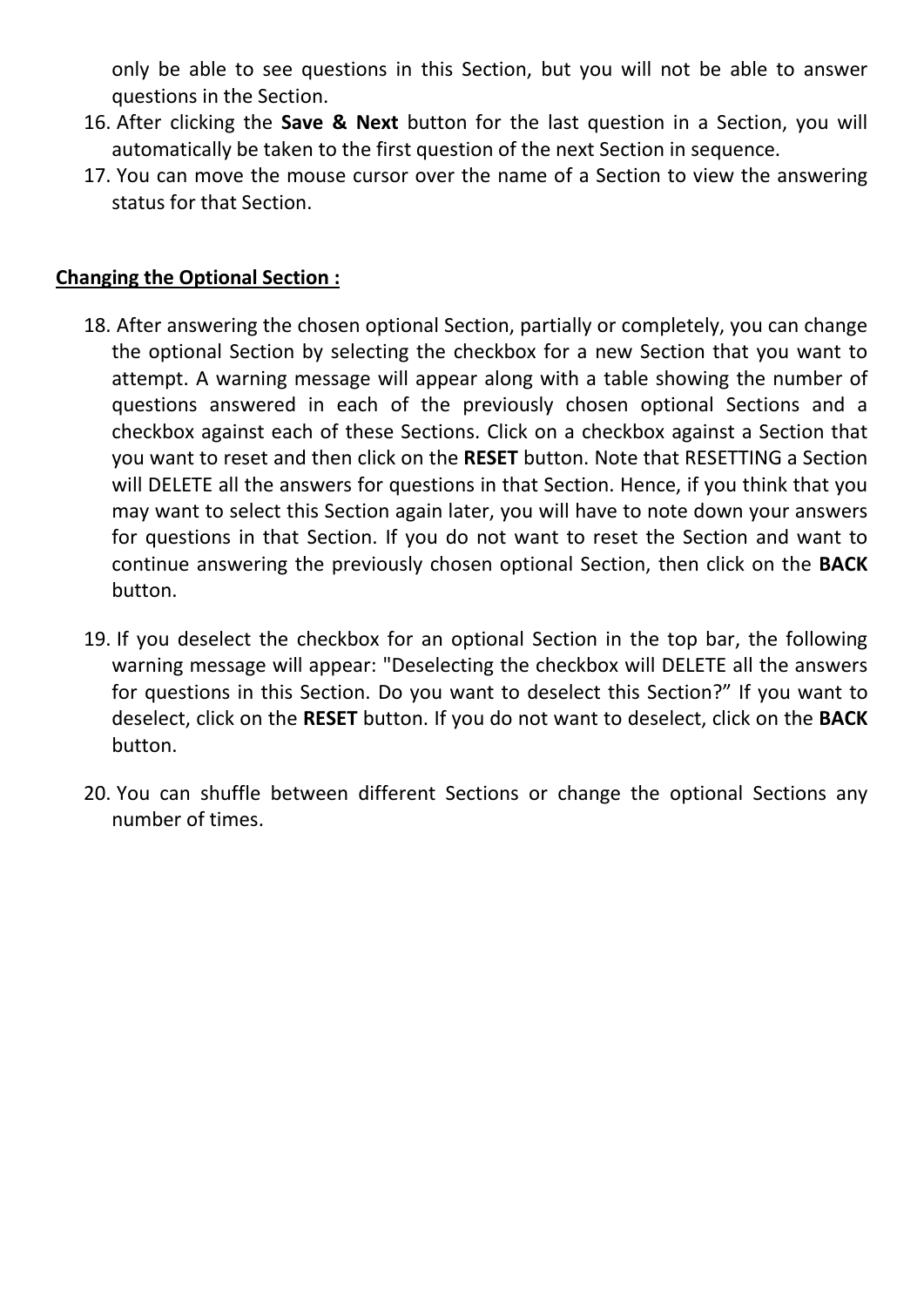only be able to see questions in this Section, but you will not be able to answer questions in the Section.

16. After clicking the **Save & Next** button for the last question in a Section, you will automatically be taken to the first question of the next Section in sequence.
17. You can move the mouse cursor over the name of a Section to view the answering status for that Section.

**Changing the Optional Section :**

18. After answering the chosen optional Section, partially or completely, you can change the optional Section by selecting the checkbox for a new Section that you want to attempt. A warning message will appear along with a table showing the number of questions answered in each of the previously chosen optional Sections and a checkbox against each of these Sections. Click on a checkbox against a Section that you want to reset and then click on the **RESET** button. Note that RESETTING a Section will DELETE all the answers for questions in that Section. Hence, if you think that you may want to select this Section again later, you will have to note down your answers for questions in that Section. If you do not want to reset the Section and want to continue answering the previously chosen optional Section, then click on the **BACK** button.

19. If you deselect the checkbox for an optional Section in the top bar, the following warning message will appear: "Deselecting the checkbox will DELETE all the answers for questions in this Section. Do you want to deselect this Section?" If you want to deselect, click on the **RESET** button. If you do not want to deselect, click on the **BACK** button.

20. You can shuffle between different Sections or change the optional Sections any number of times.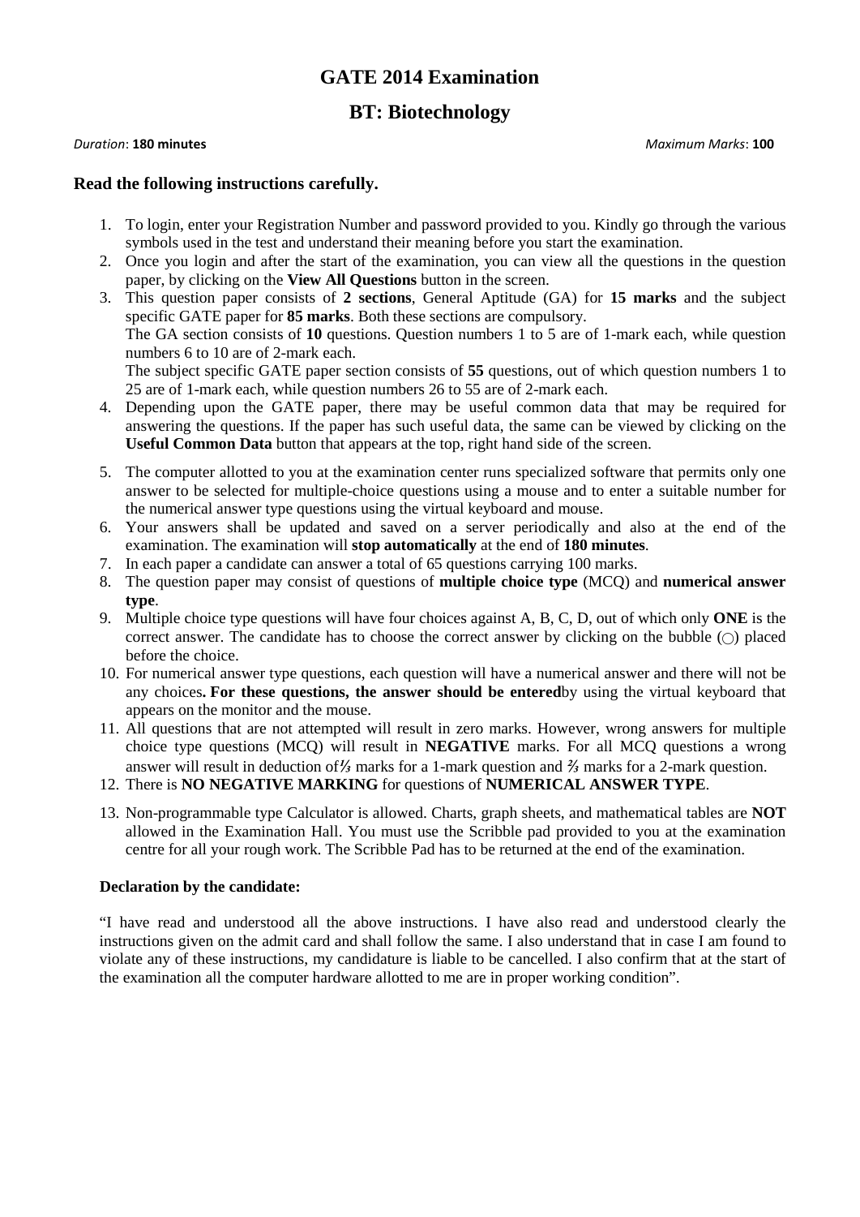# GATE 2014 Examination

## BT: Biotechnology

*Duration*: **180 minutes** *Maximum Marks*: **100**

### Read the following instructions carefully.

1. To login, enter your Registration Number and password provided to you. Kindly go through the various symbols used in the test and understand their meaning before you start the examination.
2. Once you login and after the start of the examination, you can view all the questions in the question paper, by clicking on the **View All Questions** button in the screen.
3. This question paper consists of **2 sections**, General Aptitude (GA) for **15 marks** and the subject specific GATE paper for **85 marks**. Both these sections are compulsory.
   The GA section consists of **10** questions. Question numbers 1 to 5 are of 1-mark each, while question numbers 6 to 10 are of 2-mark each.
   The subject specific GATE paper section consists of **55** questions, out of which question numbers 1 to 25 are of 1-mark each, while question numbers 26 to 55 are of 2-mark each.
4. Depending upon the GATE paper, there may be useful common data that may be required for answering the questions. If the paper has such useful data, the same can be viewed by clicking on the **Useful Common Data** button that appears at the top, right hand side of the screen.
5. The computer allotted to you at the examination center runs specialized software that permits only one answer to be selected for multiple-choice questions using a mouse and to enter a suitable number for the numerical answer type questions using the virtual keyboard and mouse.
6. Your answers shall be updated and saved on a server periodically and also at the end of the examination. The examination will **stop automatically** at the end of **180 minutes**.
7. In each paper a candidate can answer a total of 65 questions carrying 100 marks.
8. The question paper may consist of questions of **multiple choice type** (MCQ) and **numerical answer type**.
9. Multiple choice type questions will have four choices against A, B, C, D, out of which only **ONE** is the correct answer. The candidate has to choose the correct answer by clicking on the bubble (○) placed before the choice.
10. For numerical answer type questions, each question will have a numerical answer and there will not be any choices**. For these questions, the answer should be entered**by using the virtual keyboard that appears on the monitor and the mouse.
11. All questions that are not attempted will result in zero marks. However, wrong answers for multiple choice type questions (MCQ) will result in **NEGATIVE** marks. For all MCQ questions a wrong answer will result in deduction of**⅓** marks for a 1-mark question and **⅔** marks for a 2-mark question.
12. There is **NO NEGATIVE MARKING** for questions of **NUMERICAL ANSWER TYPE**.
13. Non-programmable type Calculator is allowed. Charts, graph sheets, and mathematical tables are **NOT** allowed in the Examination Hall. You must use the Scribble pad provided to you at the examination centre for all your rough work. The Scribble Pad has to be returned at the end of the examination.

**Declaration by the candidate:**

"I have read and understood all the above instructions. I have also read and understood clearly the instructions given on the admit card and shall follow the same. I also understand that in case I am found to violate any of these instructions, my candidature is liable to be cancelled. I also confirm that at the start of the examination all the computer hardware allotted to me are in proper working condition".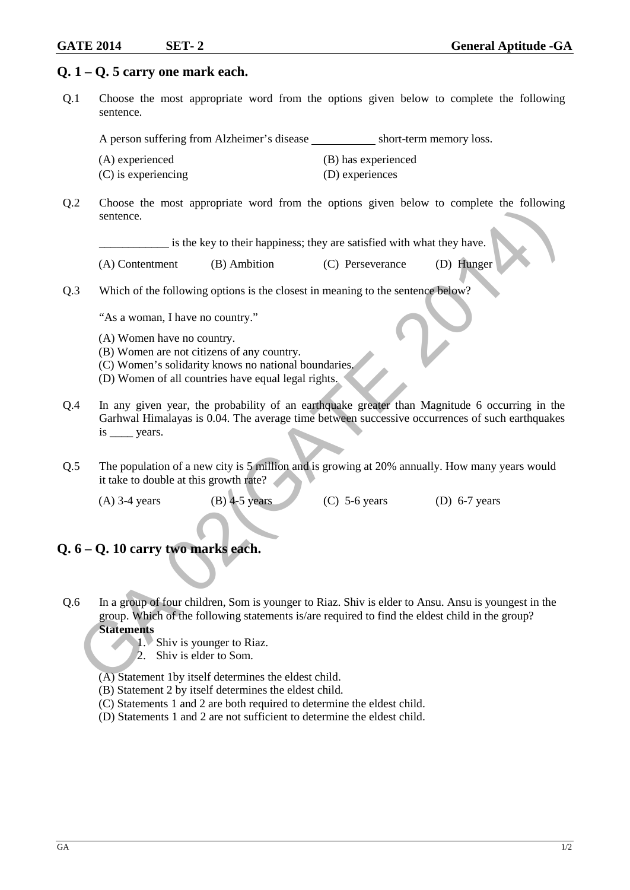## Q. 1 – Q. 5 carry one mark each.

Q.1 Choose the most appropriate word from the options given below to complete the following sentence.

A person suffering from Alzheimer's disease __________ short-term memory loss.

(A) experienced
(B) has experienced
(C) is experiencing
(D) experiences

Q.2 Choose the most appropriate word from the options given below to complete the following sentence.

____________ is the key to their happiness; they are satisfied with what they have.

(A) Contentment (B) Ambition (C) Perseverance (D) Hunger

Q.3 Which of the following options is the closest in meaning to the sentence below?

"As a woman, I have no country."

(A) Women have no country.
(B) Women are not citizens of any country.
(C) Women's solidarity knows no national boundaries.
(D) Women of all countries have equal legal rights.

Q.4 In any given year, the probability of an earthquake greater than Magnitude 6 occurring in the Garhwal Himalayas is 0.04. The average time between successive occurrences of such earthquakes is ____ years.

Q.5 The population of a new city is 5 million and is growing at 20% annually. How many years would it take to double at this growth rate?

(A) 3-4 years (B) 4-5 years (C) 5-6 years (D) 6-7 years

## Q. 6 – Q. 10 carry two marks each.

Q.6 In a group of four children, Som is younger to Riaz. Shiv is elder to Ansu. Ansu is youngest in the group. Which of the following statements is/are required to find the eldest child in the group?

**Statements**

1. Shiv is younger to Riaz.
2. Shiv is elder to Som.

(A) Statement 1by itself determines the eldest child.
(B) Statement 2 by itself determines the eldest child.
(C) Statements 1 and 2 are both required to determine the eldest child.
(D) Statements 1 and 2 are not sufficient to determine the eldest child.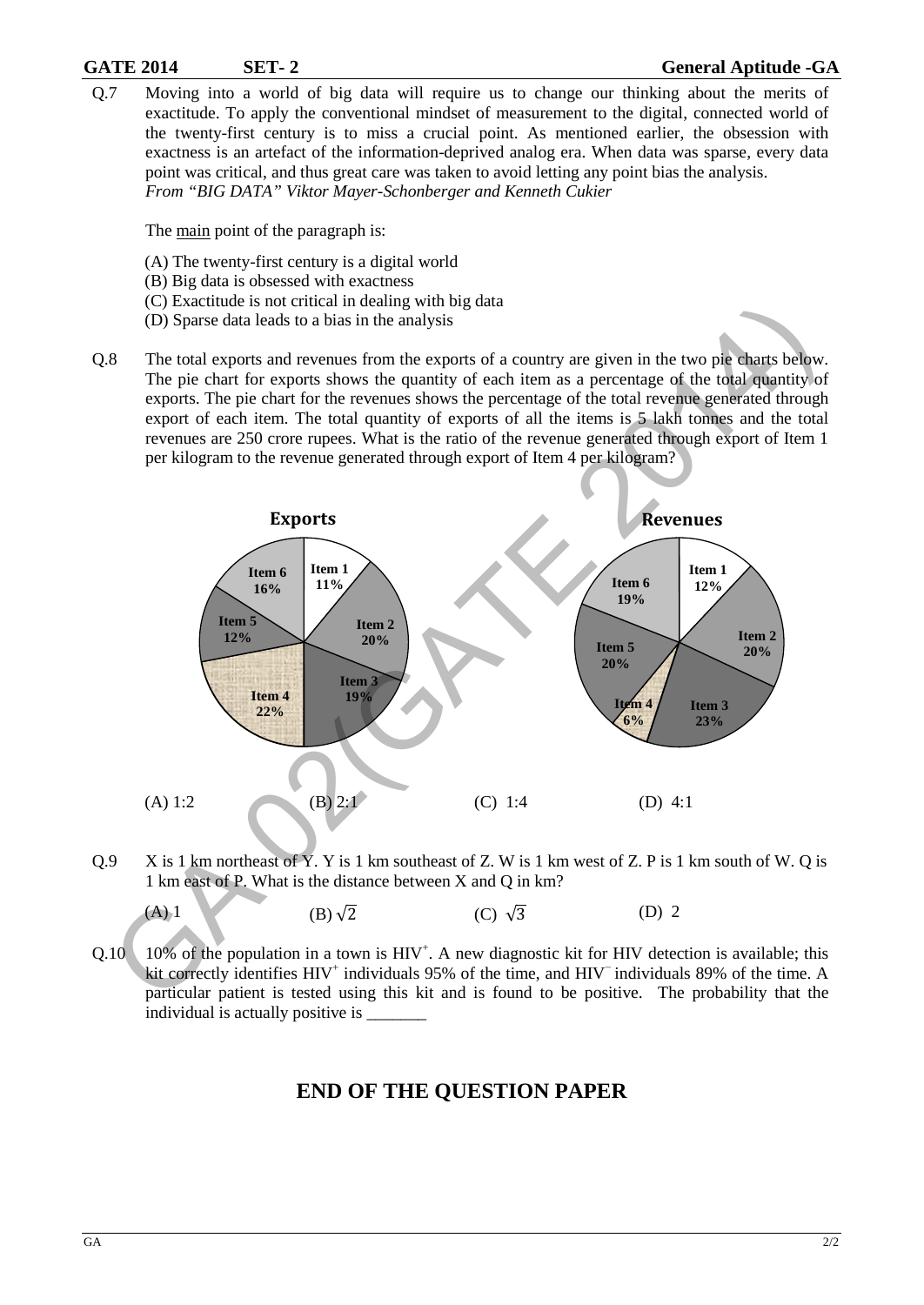Q.7 Moving into a world of big data will require us to change our thinking about the merits of exactitude. To apply the conventional mindset of measurement to the digital, connected world of the twenty-first century is to miss a crucial point. As mentioned earlier, the obsession with exactness is an artefact of the information-deprived analog era. When data was sparse, every data point was critical, and thus great care was taken to avoid letting any point bias the analysis.
*From "BIG DATA" Viktor Mayer-Schonberger and Kenneth Cukier*

The main point of the paragraph is:

(A) The twenty-first century is a digital world
(B) Big data is obsessed with exactness
(C) Exactitude is not critical in dealing with big data
(D) Sparse data leads to a bias in the analysis

Q.8 The total exports and revenues from the exports of a country are given in the two pie charts below. The pie chart for exports shows the quantity of each item as a percentage of the total quantity of exports. The pie chart for the revenues shows the percentage of the total revenue generated through export of each item. The total quantity of exports of all the items is 5 lakh tonnes and the total revenues are 250 crore rupees. What is the ratio of the revenue generated through export of Item 1 per kilogram to the revenue generated through export of Item 4 per kilogram?

**Exports**

| Item | Percentage |
|---|---|
| Item 1 | 11% |
| Item 2 | 20% |
| Item 3 | 19% |
| Item 4 | 22% |
| Item 5 | 12% |
| Item 6 | 16% |

**Revenues**

| Item | Percentage |
|---|---|
| Item 1 | 12% |
| Item 2 | 20% |
| Item 3 | 23% |
| Item 4 | 6% |
| Item 5 | 20% |
| Item 6 | 19% |

(A) 1:2 (B) 2:1 (C) 1:4 (D) 4:1

Q.9 X is 1 km northeast of Y. Y is 1 km southeast of Z. W is 1 km west of Z. P is 1 km south of W. Q is 1 km east of P. What is the distance between X and Q in km?

(A) 1 (B) $\sqrt{2}$ (C) $\sqrt{3}$ (D) 2

Q.10 10% of the population in a town is $HIV^{+}$. A new diagnostic kit for HIV detection is available; this kit correctly identifies $HIV^{+}$ individuals 95% of the time, and $HIV^{-}$ individuals 89% of the time. A particular patient is tested using this kit and is found to be positive. The probability that the individual is actually positive is _______

## END OF THE QUESTION PAPER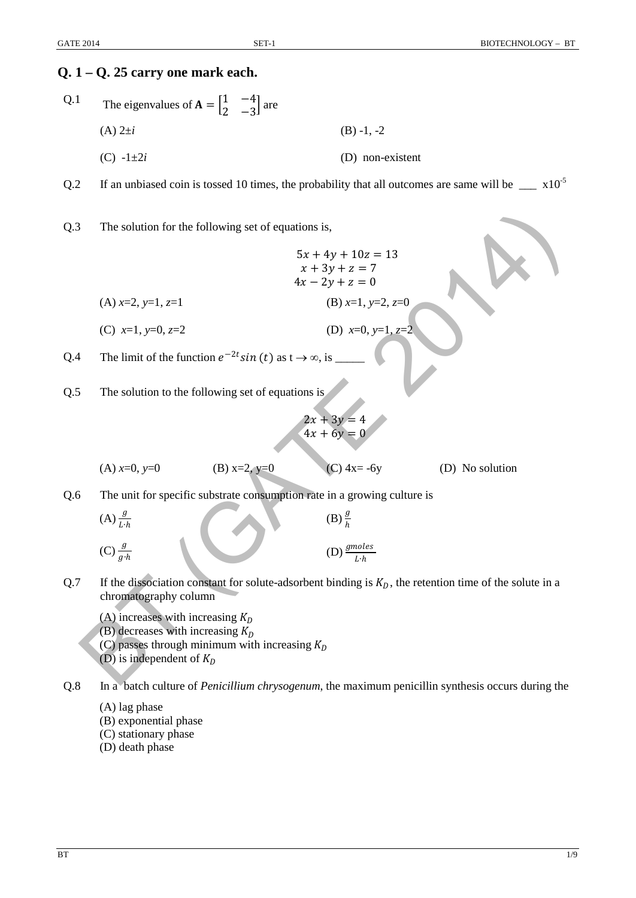## Q. 1 – Q. 25 carry one mark each.

Q.1 The eigenvalues of $\mathbf{A} = \begin{bmatrix} 1 & -4 \\ 2 & -3 \end{bmatrix}$ are

(A) $2 \pm i$  
(B) -1, -2  
(C) $-1 \pm 2i$  
(D) non-existent

Q.2 If an unbiased coin is tossed 10 times, the probability that all outcomes are same will be ___ $\times 10^{-5}$

Q.3 The solution for the following set of equations is,

$$5x + 4y + 10z = 13$$
$$x + 3y + z = 7$$
$$4x - 2y + z = 0$$

(A) $x$=2, $y$=1, $z$=1  
(B) $x$=1, $y$=2, $z$=0  
(C) $x$=1, $y$=0, $z$=2  
(D) $x$=0, $y$=1, $z$=2

Q.4 The limit of the function $e^{-2t} sin\,(t)$ as $t \rightarrow \infty$, is _____

Q.5 The solution to the following set of equations is

$$2x + 3y = 4$$
$$4x + 6y = 0$$

(A) $x$=0, $y$=0  
(B) x=2, y=0  
(C) 4x= -6y  
(D) No solution

Q.6 The unit for specific substrate consumption rate in a growing culture is

(A) $\frac{g}{L \cdot h}$  
(B) $\frac{g}{h}$  
(C) $\frac{g}{g \cdot h}$  
(D) $\frac{gmoles}{L \cdot h}$

Q.7 If the dissociation constant for solute-adsorbent binding is $K_D$, the retention time of the solute in a chromatography column

(A) increases with increasing $K_D$  
(B) decreases with increasing $K_D$  
(C) passes through minimum with increasing $K_D$  
(D) is independent of $K_D$

Q.8 In a batch culture of *Penicillium chrysogenum*, the maximum penicillin synthesis occurs during the

(A) lag phase  
(B) exponential phase  
(C) stationary phase  
(D) death phase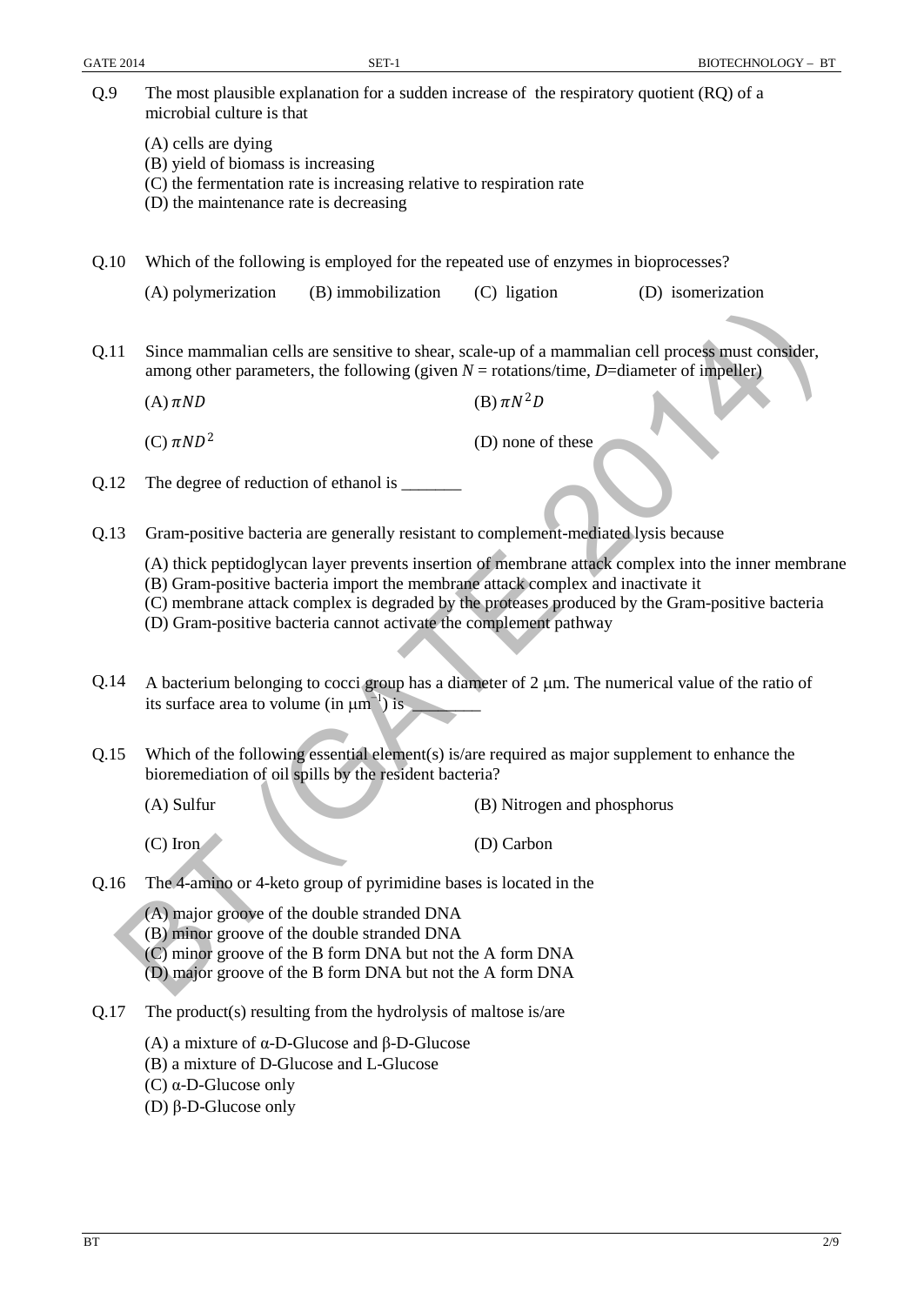Q.9 The most plausible explanation for a sudden increase of the respiratory quotient (RQ) of a microbial culture is that

(A) cells are dying
(B) yield of biomass is increasing
(C) the fermentation rate is increasing relative to respiration rate
(D) the maintenance rate is decreasing

Q.10 Which of the following is employed for the repeated use of enzymes in bioprocesses?

(A) polymerization (B) immobilization (C) ligation (D) isomerization

Q.11 Since mammalian cells are sensitive to shear, scale-up of a mammalian cell process must consider, among other parameters, the following (given $N$ = rotations/time, $D$=diameter of impeller)

(A) $\pi ND$ (B) $\pi N^2 D$

(C) $\pi ND^2$ (D) none of these

Q.12 The degree of reduction of ethanol is _______

Q.13 Gram-positive bacteria are generally resistant to complement-mediated lysis because

(A) thick peptidoglycan layer prevents insertion of membrane attack complex into the inner membrane
(B) Gram-positive bacteria import the membrane attack complex and inactivate it
(C) membrane attack complex is degraded by the proteases produced by the Gram-positive bacteria
(D) Gram-positive bacteria cannot activate the complement pathway

Q.14 A bacterium belonging to cocci group has a diameter of 2 μm. The numerical value of the ratio of its surface area to volume (in $\mu m^{-1}$) is ________

Q.15 Which of the following essential element(s) is/are required as major supplement to enhance the bioremediation of oil spills by the resident bacteria?

(A) Sulfur (B) Nitrogen and phosphorus

(C) Iron (D) Carbon

Q.16 The 4-amino or 4-keto group of pyrimidine bases is located in the

(A) major groove of the double stranded DNA
(B) minor groove of the double stranded DNA
(C) minor groove of the B form DNA but not the A form DNA
(D) major groove of the B form DNA but not the A form DNA

Q.17 The product(s) resulting from the hydrolysis of maltose is/are

(A) a mixture of α-D-Glucose and β-D-Glucose
(B) a mixture of D-Glucose and L-Glucose
(C) α-D-Glucose only
(D) β-D-Glucose only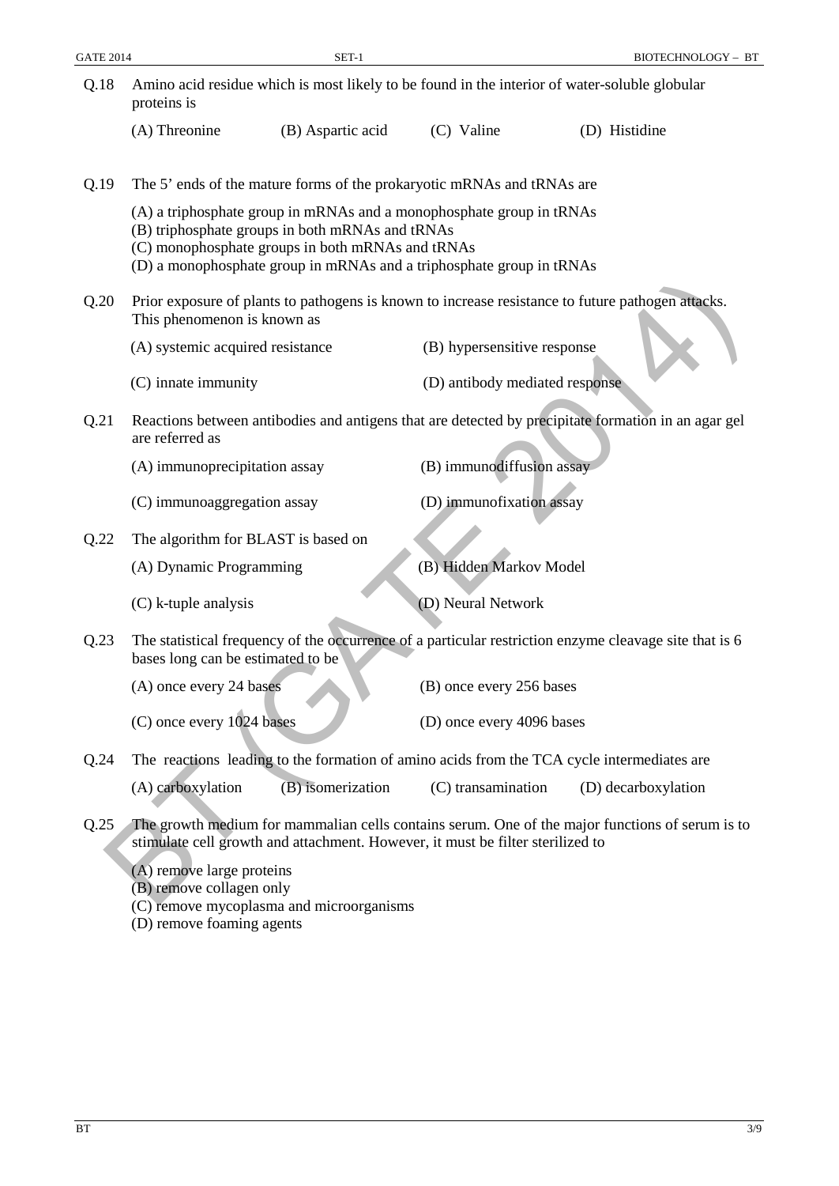Q.18 Amino acid residue which is most likely to be found in the interior of water-soluble globular proteins is

(A) Threonine (B) Aspartic acid (C) Valine (D) Histidine

Q.19 The 5' ends of the mature forms of the prokaryotic mRNAs and tRNAs are

(A) a triphosphate group in mRNAs and a monophosphate group in tRNAs
(B) triphosphate groups in both mRNAs and tRNAs
(C) monophosphate groups in both mRNAs and tRNAs
(D) a monophosphate group in mRNAs and a triphosphate group in tRNAs

Q.20 Prior exposure of plants to pathogens is known to increase resistance to future pathogen attacks. This phenomenon is known as

(A) systemic acquired resistance
(B) hypersensitive response
(C) innate immunity
(D) antibody mediated response

Q.21 Reactions between antibodies and antigens that are detected by precipitate formation in an agar gel are referred as

(A) immunoprecipitation assay
(B) immunodiffusion assay
(C) immunoaggregation assay
(D) immunofixation assay

Q.22 The algorithm for BLAST is based on

(A) Dynamic Programming
(B) Hidden Markov Model
(C) k-tuple analysis
(D) Neural Network

Q.23 The statistical frequency of the occurrence of a particular restriction enzyme cleavage site that is 6 bases long can be estimated to be

(A) once every 24 bases
(B) once every 256 bases
(C) once every 1024 bases
(D) once every 4096 bases

Q.24 The reactions leading to the formation of amino acids from the TCA cycle intermediates are

(A) carboxylation (B) isomerization (C) transamination (D) decarboxylation

Q.25 The growth medium for mammalian cells contains serum. One of the major functions of serum is to stimulate cell growth and attachment. However, it must be filter sterilized to

(A) remove large proteins
(B) remove collagen only
(C) remove mycoplasma and microorganisms
(D) remove foaming agents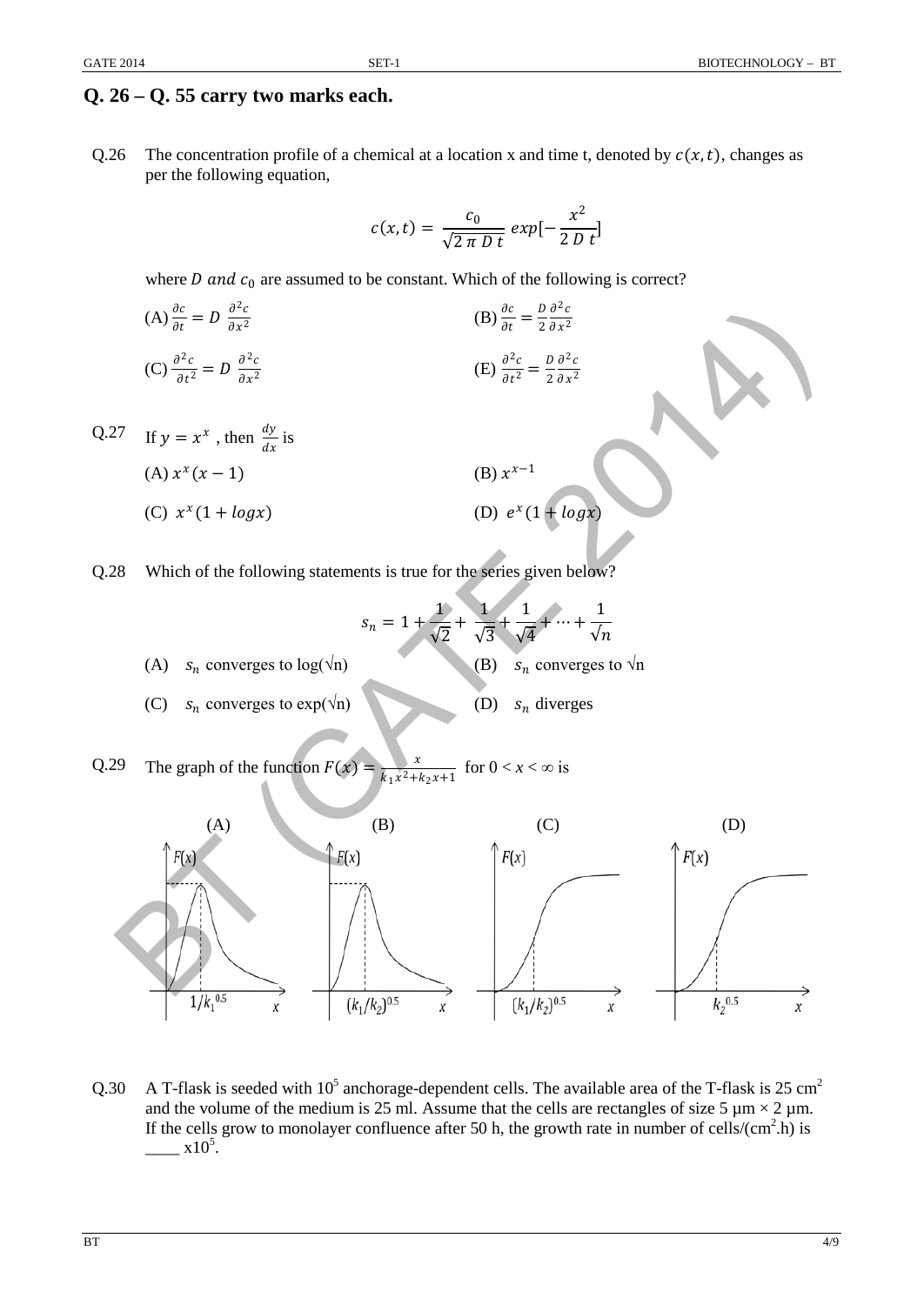## Q. 26 – Q. 55 carry two marks each.

Q.26 The concentration profile of a chemical at a location x and time t, denoted by $c(x,t)$, changes as per the following equation,

$$c(x,t) = \frac{c_0}{\sqrt{2\,\pi\,D\,t}}\, exp[-\frac{x^2}{2\,D\,t}]$$

where $D$ and $c_0$ are assumed to be constant. Which of the following is correct?

(A) $\frac{\partial c}{\partial t} = D\,\frac{\partial^2 c}{\partial x^2}$

(B) $\frac{\partial c}{\partial t} = \frac{D}{2}\frac{\partial^2 c}{\partial x^2}$

(C) $\frac{\partial^2 c}{\partial t^2} = D\,\frac{\partial^2 c}{\partial x^2}$

(E) $\frac{\partial^2 c}{\partial t^2} = \frac{D}{2}\frac{\partial^2 c}{\partial x^2}$

Q.27 If $y = x^x$ , then $\frac{dy}{dx}$ is

(A) $x^x(x-1)$

(B) $x^{x-1}$

(C) $x^x(1+logx)$

(D) $e^x(1+logx)$

Q.28 Which of the following statements is true for the series given below?

$$s_n = 1 + \frac{1}{\sqrt{2}} + \frac{1}{\sqrt{3}} + \frac{1}{\sqrt{4}} + \cdots + \frac{1}{\sqrt{n}}$$

(A) $s_n$ converges to log(√n)

(B) $s_n$ converges to √n

(C) $s_n$ converges to exp(√n)

(D) $s_n$ diverges

Q.29 The graph of the function $F(x) = \frac{x}{k_1x^2+k_2x+1}$ for $0 < x < \infty$ is

(A) F(x) vs x: rises to a peak, then decays; peak marked at $1/k_1^{0.5}$

(B) F(x) vs x: rises to a peak, then decays; peak marked at $(k_1/k_2)^{0.5}$

(C) F(x) vs x: sigmoidal curve; inflection marked at $(k_1/k_2)^{0.5}$

(D) F(x) vs x: sigmoidal curve; inflection marked at $k_2^{0.5}$

Q.30 A T-flask is seeded with $10^5$ anchorage-dependent cells. The available area of the T-flask is 25 $cm^2$ and the volume of the medium is 25 ml. Assume that the cells are rectangles of size 5 µm × 2 µm. If the cells grow to monolayer confluence after 50 h, the growth rate in number of cells/($cm^2$.h) is ____ x$10^5$.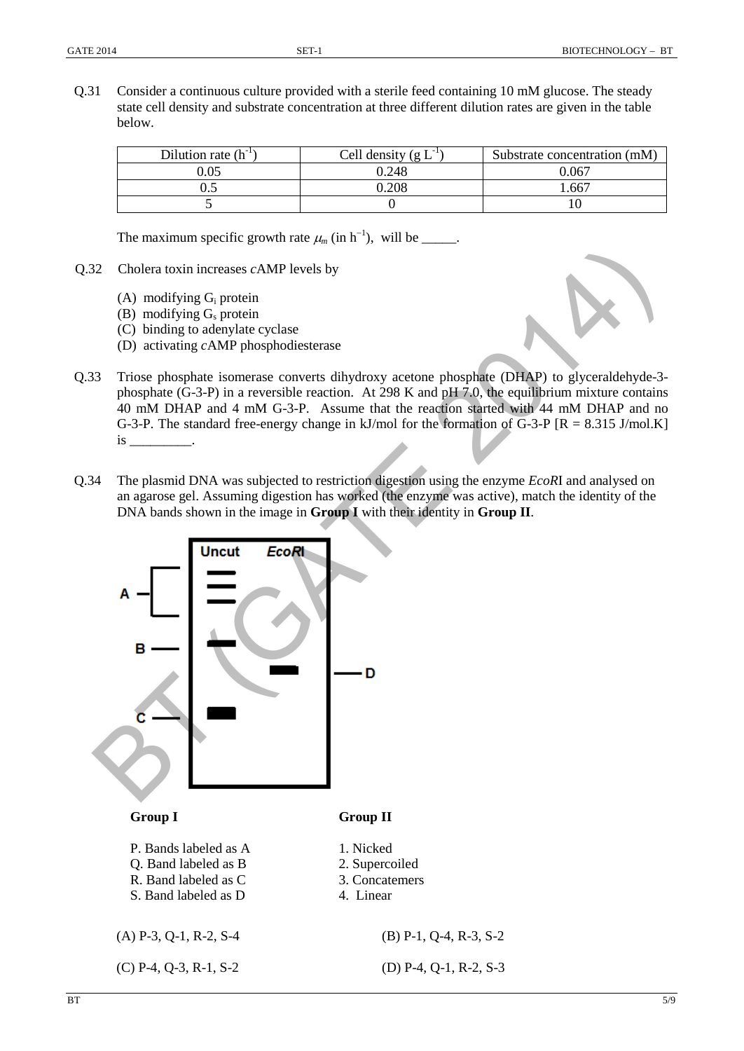Q.31 Consider a continuous culture provided with a sterile feed containing 10 mM glucose. The steady state cell density and substrate concentration at three different dilution rates are given in the table below.

| Dilution rate ($h^{-1}$) | Cell density ($g\ L^{-1}$) | Substrate concentration (mM) |
|---|---|---|
| 0.05 | 0.248 | 0.067 |
| 0.5 | 0.208 | 1.667 |
| 5 | 0 | 10 |

The maximum specific growth rate $\mu_m$ (in $h^{-1}$), will be _____.

Q.32 Cholera toxin increases *c*AMP levels by

(A) modifying $G_i$ protein
(B) modifying $G_s$ protein
(C) binding to adenylate cyclase
(D) activating *c*AMP phosphodiesterase

Q.33 Triose phosphate isomerase converts dihydroxy acetone phosphate (DHAP) to glyceraldehyde-3-phosphate (G-3-P) in a reversible reaction. At 298 K and pH 7.0, the equilibrium mixture contains 40 mM DHAP and 4 mM G-3-P. Assume that the reaction started with 44 mM DHAP and no G-3-P. The standard free-energy change in kJ/mol for the formation of G-3-P [R = 8.315 J/mol.K] is _________.

Q.34 The plasmid DNA was subjected to restriction digestion using the enzyme *EcoR*I and analysed on an agarose gel. Assuming digestion has worked (the enzyme was active), match the identity of the DNA bands shown in the image in **Group I** with their identity in **Group II**.

| **Group I** | **Group II** |
|---|---|
| P. Bands labeled as A | 1. Nicked |
| Q. Band labeled as B | 2. Supercoiled |
| R. Band labeled as C | 3. Concatemers |
| S. Band labeled as D | 4. Linear |

(A) P-3, Q-1, R-2, S-4
(B) P-1, Q-4, R-3, S-2
(C) P-4, Q-3, R-1, S-2
(D) P-4, Q-1, R-2, S-3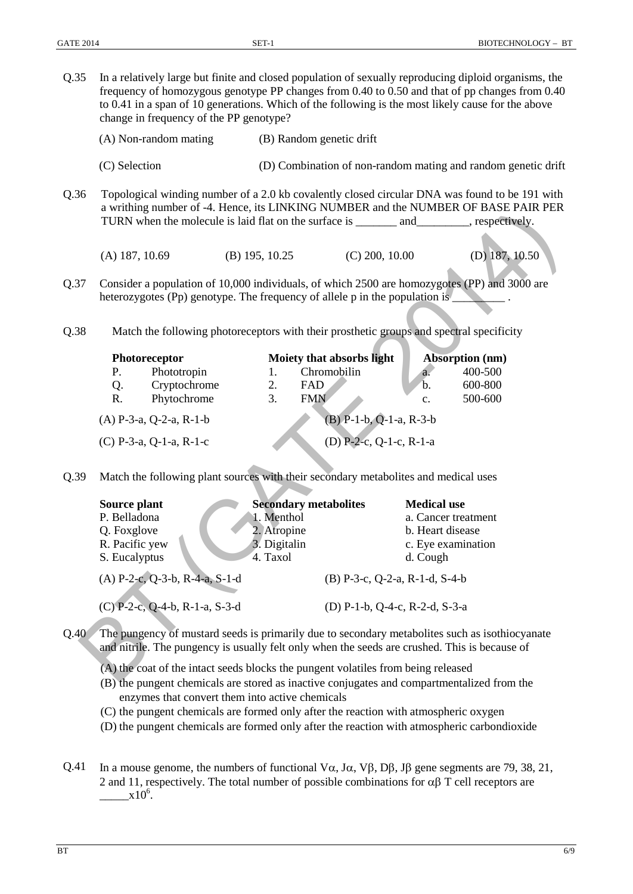Q.35 In a relatively large but finite and closed population of sexually reproducing diploid organisms, the frequency of homozygous genotype PP changes from 0.40 to 0.50 and that of pp changes from 0.40 to 0.41 in a span of 10 generations. Which of the following is the most likely cause for the above change in frequency of the PP genotype?

(A) Non-random mating  (B) Random genetic drift

(C) Selection  (D) Combination of non-random mating and random genetic drift

Q.36 Topological winding number of a 2.0 kb covalently closed circular DNA was found to be 191 with a writhing number of -4. Hence, its LINKING NUMBER and the NUMBER OF BASE PAIR PER TURN when the molecule is laid flat on the surface is _______ and_________, respectively.

(A) 187, 10.69  (B) 195, 10.25  (C) 200, 10.00  (D) 187, 10.50

Q.37 Consider a population of 10,000 individuals, of which 2500 are homozygotes (PP) and 3000 are heterozygotes (Pp) genotype. The frequency of allele p in the population is _________ .

Q.38 Match the following photoreceptors with their prosthetic groups and spectral specificity

| Photoreceptor | Moiety that absorbs light | Absorption (nm) |
|---|---|---|
| P. Phototropin | 1. Chromobilin | a. 400-500 |
| Q. Cryptochrome | 2. FAD | b. 600-800 |
| R. Phytochrome | 3. FMN | c. 500-600 |

(A) P-3-a, Q-2-a, R-1-b  (B) P-1-b, Q-1-a, R-3-b

(C) P-3-a, Q-1-a, R-1-c  (D) P-2-c, Q-1-c, R-1-a

Q.39 Match the following plant sources with their secondary metabolites and medical uses

| Source plant | Secondary metabolites | Medical use |
|---|---|---|
| P. Belladona | 1. Menthol | a. Cancer treatment |
| Q. Foxglove | 2. Atropine | b. Heart disease |
| R. Pacific yew | 3. Digitalin | c. Eye examination |
| S. Eucalyptus | 4. Taxol | d. Cough |

(A) P-2-c, Q-3-b, R-4-a, S-1-d  (B) P-3-c, Q-2-a, R-1-d, S-4-b

(C) P-2-c, Q-4-b, R-1-a, S-3-d  (D) P-1-b, Q-4-c, R-2-d, S-3-a

Q.40 The pungency of mustard seeds is primarily due to secondary metabolites such as isothiocyanate and nitrile. The pungency is usually felt only when the seeds are crushed. This is because of

(A) the coat of the intact seeds blocks the pungent volatiles from being released
(B) the pungent chemicals are stored as inactive conjugates and compartmentalized from the enzymes that convert them into active chemicals
(C) the pungent chemicals are formed only after the reaction with atmospheric oxygen
(D) the pungent chemicals are formed only after the reaction with atmospheric carbondioxide

Q.41 In a mouse genome, the numbers of functional $V\alpha$, $J\alpha$, $V\beta$, $D\beta$, $J\beta$ gene segments are 79, 38, 21, 2 and 11, respectively. The total number of possible combinations for $\alpha\beta$ T cell receptors are _____$\times 10^6$.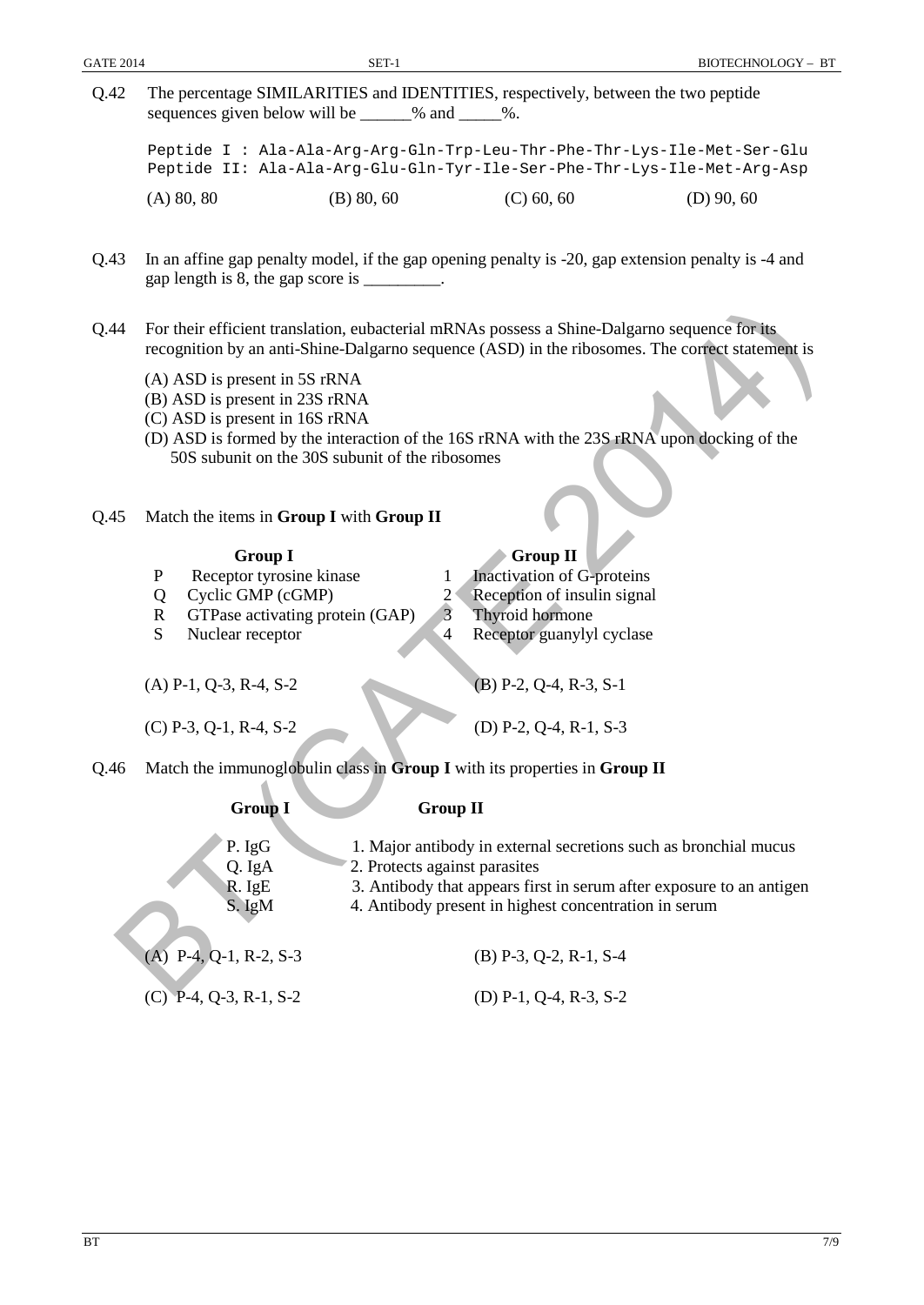Q.42 The percentage SIMILARITIES and IDENTITIES, respectively, between the two peptide sequences given below will be ______% and _____%.

```
Peptide I : Ala-Ala-Arg-Arg-Gln-Trp-Leu-Thr-Phe-Thr-Lys-Ile-Met-Ser-Glu
Peptide II: Ala-Ala-Arg-Glu-Gln-Tyr-Ile-Ser-Phe-Thr-Lys-Ile-Met-Arg-Asp
```

(A) 80, 80 (B) 80, 60 (C) 60, 60 (D) 90, 60

Q.43 In an affine gap penalty model, if the gap opening penalty is -20, gap extension penalty is -4 and gap length is 8, the gap score is _________.

Q.44 For their efficient translation, eubacterial mRNAs possess a Shine-Dalgarno sequence for its recognition by an anti-Shine-Dalgarno sequence (ASD) in the ribosomes. The correct statement is

(A) ASD is present in 5S rRNA
(B) ASD is present in 23S rRNA
(C) ASD is present in 16S rRNA
(D) ASD is formed by the interaction of the 16S rRNA with the 23S rRNA upon docking of the 50S subunit on the 30S subunit of the ribosomes

Q.45 Match the items in **Group I** with **Group II**

| | Group I | | Group II |
|---|---|---|---|
| P | Receptor tyrosine kinase | 1 | Inactivation of G-proteins |
| Q | Cyclic GMP (cGMP) | 2 | Reception of insulin signal |
| R | GTPase activating protein (GAP) | 3 | Thyroid hormone |
| S | Nuclear receptor | 4 | Receptor guanylyl cyclase |

(A) P-1, Q-3, R-4, S-2 (B) P-2, Q-4, R-3, S-1

(C) P-3, Q-1, R-4, S-2 (D) P-2, Q-4, R-1, S-3

Q.46 Match the immunoglobulin class in **Group I** with its properties in **Group II**

| Group I | Group II |
|---|---|
| P. IgG | 1. Major antibody in external secretions such as bronchial mucus |
| Q. IgA | 2. Protects against parasites |
| R. IgE | 3. Antibody that appears first in serum after exposure to an antigen |
| S. IgM | 4. Antibody present in highest concentration in serum |

(A) P-4, Q-1, R-2, S-3 (B) P-3, Q-2, R-1, S-4

(C) P-4, Q-3, R-1, S-2 (D) P-1, Q-4, R-3, S-2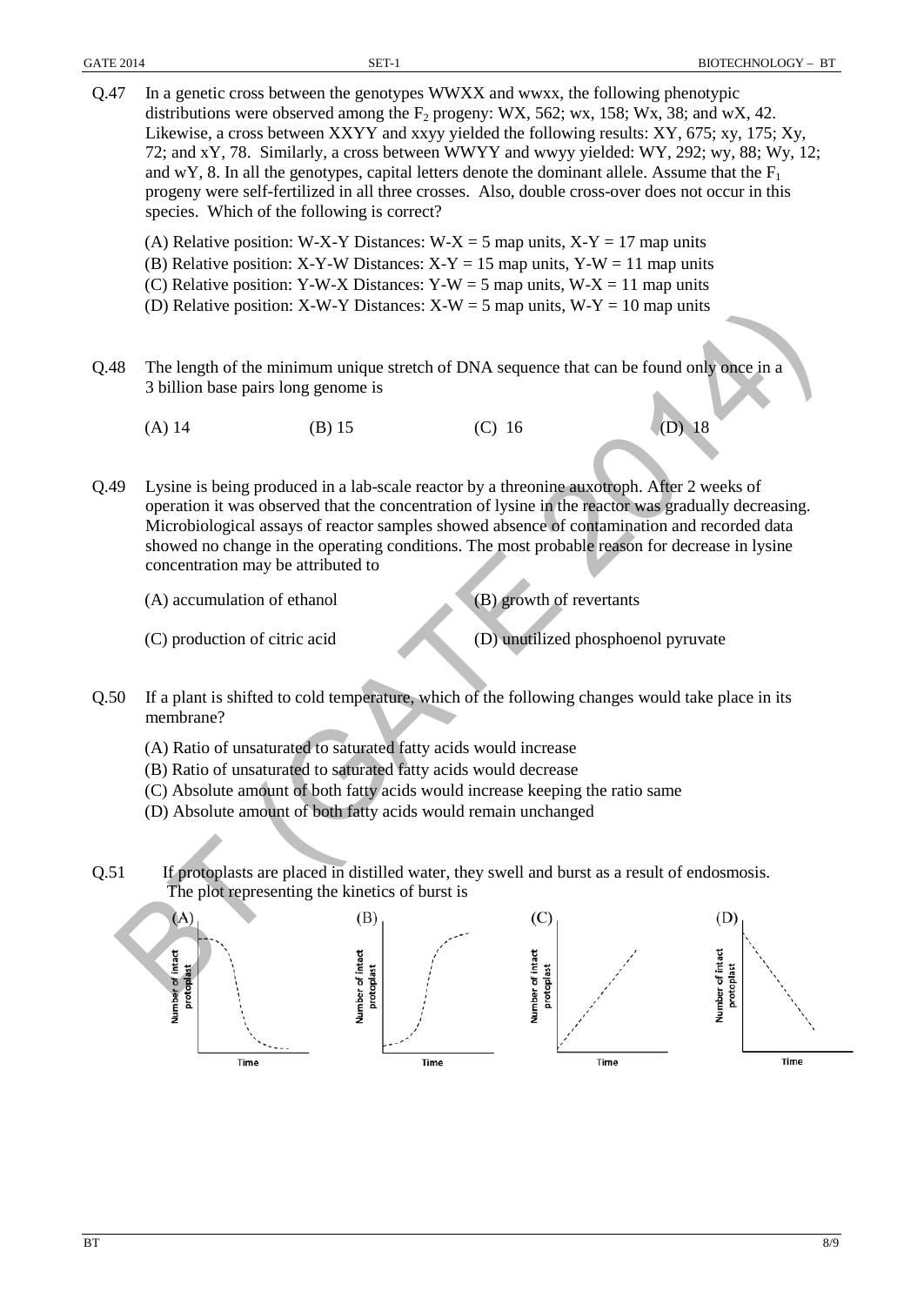Q.47 In a genetic cross between the genotypes WWXX and wwxx, the following phenotypic distributions were observed among the $F_2$ progeny: WX, 562; wx, 158; Wx, 38; and wX, 42. Likewise, a cross between XXYY and xxyy yielded the following results: XY, 675; xy, 175; Xy, 72; and xY, 78. Similarly, a cross between WWYY and wwyy yielded: WY, 292; wy, 88; Wy, 12; and wY, 8. In all the genotypes, capital letters denote the dominant allele. Assume that the $F_1$ progeny were self-fertilized in all three crosses. Also, double cross-over does not occur in this species. Which of the following is correct?

(A) Relative position: W-X-Y Distances: W-X = 5 map units, X-Y = 17 map units
(B) Relative position: X-Y-W Distances: X-Y = 15 map units, Y-W = 11 map units
(C) Relative position: Y-W-X Distances: Y-W = 5 map units, W-X = 11 map units
(D) Relative position: X-W-Y Distances: X-W = 5 map units, W-Y = 10 map units

Q.48 The length of the minimum unique stretch of DNA sequence that can be found only once in a 3 billion base pairs long genome is

(A) 14 (B) 15 (C) 16 (D) 18

Q.49 Lysine is being produced in a lab-scale reactor by a threonine auxotroph. After 2 weeks of operation it was observed that the concentration of lysine in the reactor was gradually decreasing. Microbiological assays of reactor samples showed absence of contamination and recorded data showed no change in the operating conditions. The most probable reason for decrease in lysine concentration may be attributed to

(A) accumulation of ethanol
(B) growth of revertants
(C) production of citric acid
(D) unutilized phosphoenol pyruvate

Q.50 If a plant is shifted to cold temperature, which of the following changes would take place in its membrane?

(A) Ratio of unsaturated to saturated fatty acids would increase
(B) Ratio of unsaturated to saturated fatty acids would decrease
(C) Absolute amount of both fatty acids would increase keeping the ratio same
(D) Absolute amount of both fatty acids would remain unchanged

Q.51 If protoplasts are placed in distilled water, they swell and burst as a result of endosmosis. The plot representing the kinetics of burst is

(A) (B) (C) (D)

Number of intact protoplast

Time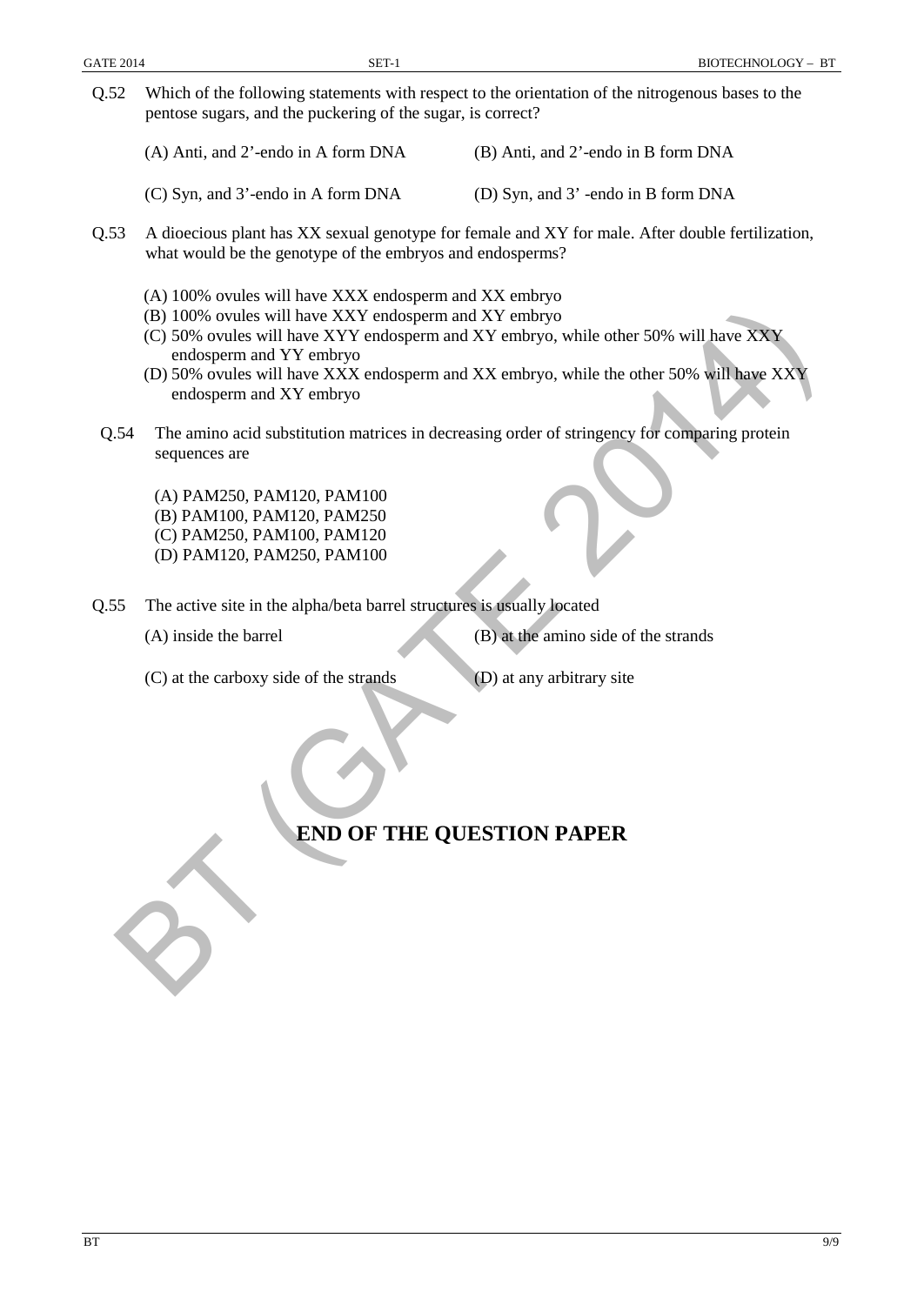Q.52 Which of the following statements with respect to the orientation of the nitrogenous bases to the pentose sugars, and the puckering of the sugar, is correct?

(A) Anti, and 2'-endo in A form DNA

(B) Anti, and 2'-endo in B form DNA

(C) Syn, and 3'-endo in A form DNA

(D) Syn, and 3' -endo in B form DNA

Q.53 A dioecious plant has XX sexual genotype for female and XY for male. After double fertilization, what would be the genotype of the embryos and endosperms?

(A) 100% ovules will have XXX endosperm and XX embryo
(B) 100% ovules will have XXY endosperm and XY embryo
(C) 50% ovules will have XYY endosperm and XY embryo, while other 50% will have XXY endosperm and YY embryo
(D) 50% ovules will have XXX endosperm and XX embryo, while the other 50% will have XXY endosperm and XY embryo

Q.54 The amino acid substitution matrices in decreasing order of stringency for comparing protein sequences are

(A) PAM250, PAM120, PAM100
(B) PAM100, PAM120, PAM250
(C) PAM250, PAM100, PAM120
(D) PAM120, PAM250, PAM100

Q.55 The active site in the alpha/beta barrel structures is usually located

(A) inside the barrel

(B) at the amino side of the strands

(C) at the carboxy side of the strands

(D) at any arbitrary site

## END OF THE QUESTION PAPER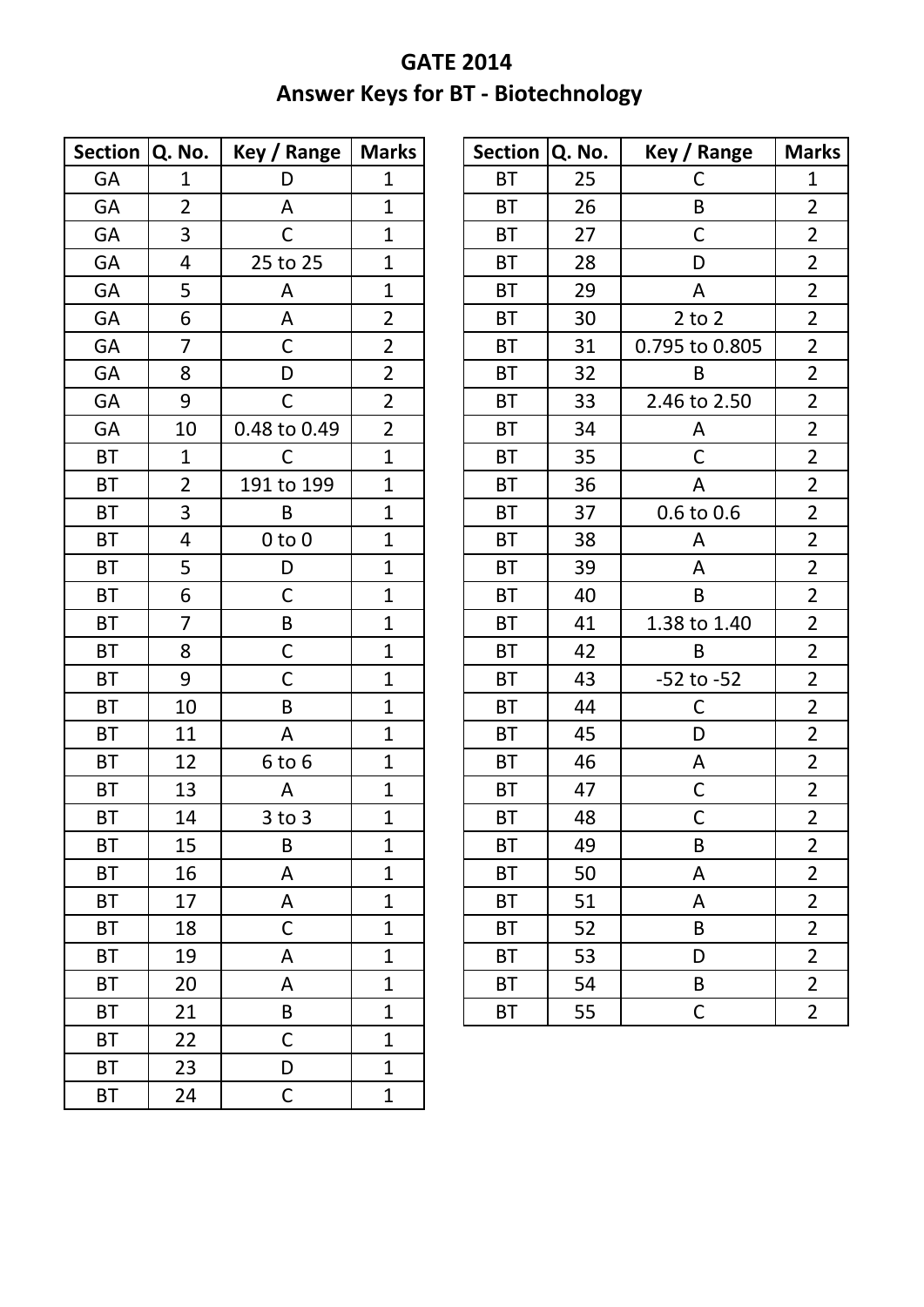# GATE 2014
## Answer Keys for BT - Biotechnology

| Section | Q. No. | Key / Range | Marks |
|---|---|---|---|
| GA | 1 | D | 1 |
| GA | 2 | A | 1 |
| GA | 3 | C | 1 |
| GA | 4 | 25 to 25 | 1 |
| GA | 5 | A | 1 |
| GA | 6 | A | 2 |
| GA | 7 | C | 2 |
| GA | 8 | D | 2 |
| GA | 9 | C | 2 |
| GA | 10 | 0.48 to 0.49 | 2 |
| BT | 1 | C | 1 |
| BT | 2 | 191 to 199 | 1 |
| BT | 3 | B | 1 |
| BT | 4 | 0 to 0 | 1 |
| BT | 5 | D | 1 |
| BT | 6 | C | 1 |
| BT | 7 | B | 1 |
| BT | 8 | C | 1 |
| BT | 9 | C | 1 |
| BT | 10 | B | 1 |
| BT | 11 | A | 1 |
| BT | 12 | 6 to 6 | 1 |
| BT | 13 | A | 1 |
| BT | 14 | 3 to 3 | 1 |
| BT | 15 | B | 1 |
| BT | 16 | A | 1 |
| BT | 17 | A | 1 |
| BT | 18 | C | 1 |
| BT | 19 | A | 1 |
| BT | 20 | A | 1 |
| BT | 21 | B | 1 |
| BT | 22 | C | 1 |
| BT | 23 | D | 1 |
| BT | 24 | C | 1 |
| BT | 25 | C | 1 |
| BT | 26 | B | 2 |
| BT | 27 | C | 2 |
| BT | 28 | D | 2 |
| BT | 29 | A | 2 |
| BT | 30 | 2 to 2 | 2 |
| BT | 31 | 0.795 to 0.805 | 2 |
| BT | 32 | B | 2 |
| BT | 33 | 2.46 to 2.50 | 2 |
| BT | 34 | A | 2 |
| BT | 35 | C | 2 |
| BT | 36 | A | 2 |
| BT | 37 | 0.6 to 0.6 | 2 |
| BT | 38 | A | 2 |
| BT | 39 | A | 2 |
| BT | 40 | B | 2 |
| BT | 41 | 1.38 to 1.40 | 2 |
| BT | 42 | B | 2 |
| BT | 43 | -52 to -52 | 2 |
| BT | 44 | C | 2 |
| BT | 45 | D | 2 |
| BT | 46 | A | 2 |
| BT | 47 | C | 2 |
| BT | 48 | C | 2 |
| BT | 49 | B | 2 |
| BT | 50 | A | 2 |
| BT | 51 | A | 2 |
| BT | 52 | B | 2 |
| BT | 53 | D | 2 |
| BT | 54 | B | 2 |
| BT | 55 | C | 2 |